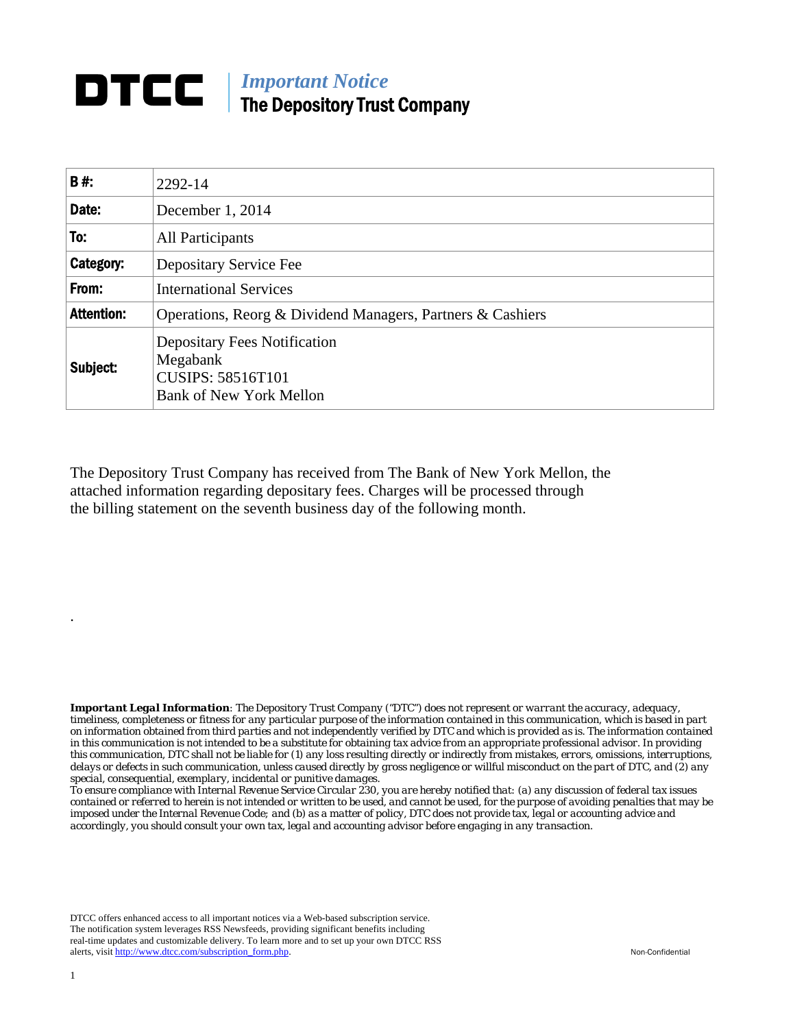# DTCC | *Important Notice* The Depository Trust Company

| **B #:** | 2292-14 |
|---|---|
| **Date:** | December 1, 2014 |
| **To:** | All Participants |
| **Category:** | Depositary Service Fee |
| **From:** | International Services |
| **Attention:** | Operations, Reorg & Dividend Managers, Partners & Cashiers |
| **Subject:** | Depositary Fees Notification<br>Megabank<br>CUSIPS: 58516T101<br>Bank of New York Mellon |

The Depository Trust Company has received from The Bank of New York Mellon, the attached information regarding depositary fees. Charges will be processed through the billing statement on the seventh business day of the following month.

.

***Important Legal Information**: The Depository Trust Company ("DTC") does not represent or warrant the accuracy, adequacy, timeliness, completeness or fitness for any particular purpose of the information contained in this communication, which is based in part on information obtained from third parties and not independently verified by DTC and which is provided as is. The information contained in this communication is not intended to be a substitute for obtaining tax advice from an appropriate professional advisor. In providing this communication, DTC shall not be liable for (1) any loss resulting directly or indirectly from mistakes, errors, omissions, interruptions, delays or defects in such communication, unless caused directly by gross negligence or willful misconduct on the part of DTC, and (2) any special, consequential, exemplary, incidental or punitive damages.*

*To ensure compliance with Internal Revenue Service Circular 230, you are hereby notified that: (a) any discussion of federal tax issues contained or referred to herein is not intended or written to be used, and cannot be used, for the purpose of avoiding penalties that may be imposed under the Internal Revenue Code; and (b) as a matter of policy, DTC does not provide tax, legal or accounting advice and accordingly, you should consult your own tax, legal and accounting advisor before engaging in any transaction.*

DTCC offers enhanced access to all important notices via a Web-based subscription service. The notification system leverages RSS Newsfeeds, providing significant benefits including real-time updates and customizable delivery. To learn more and to set up your own DTCC RSS alerts, visit http://www.dtcc.com/subscription_form.php.

Non-Confidential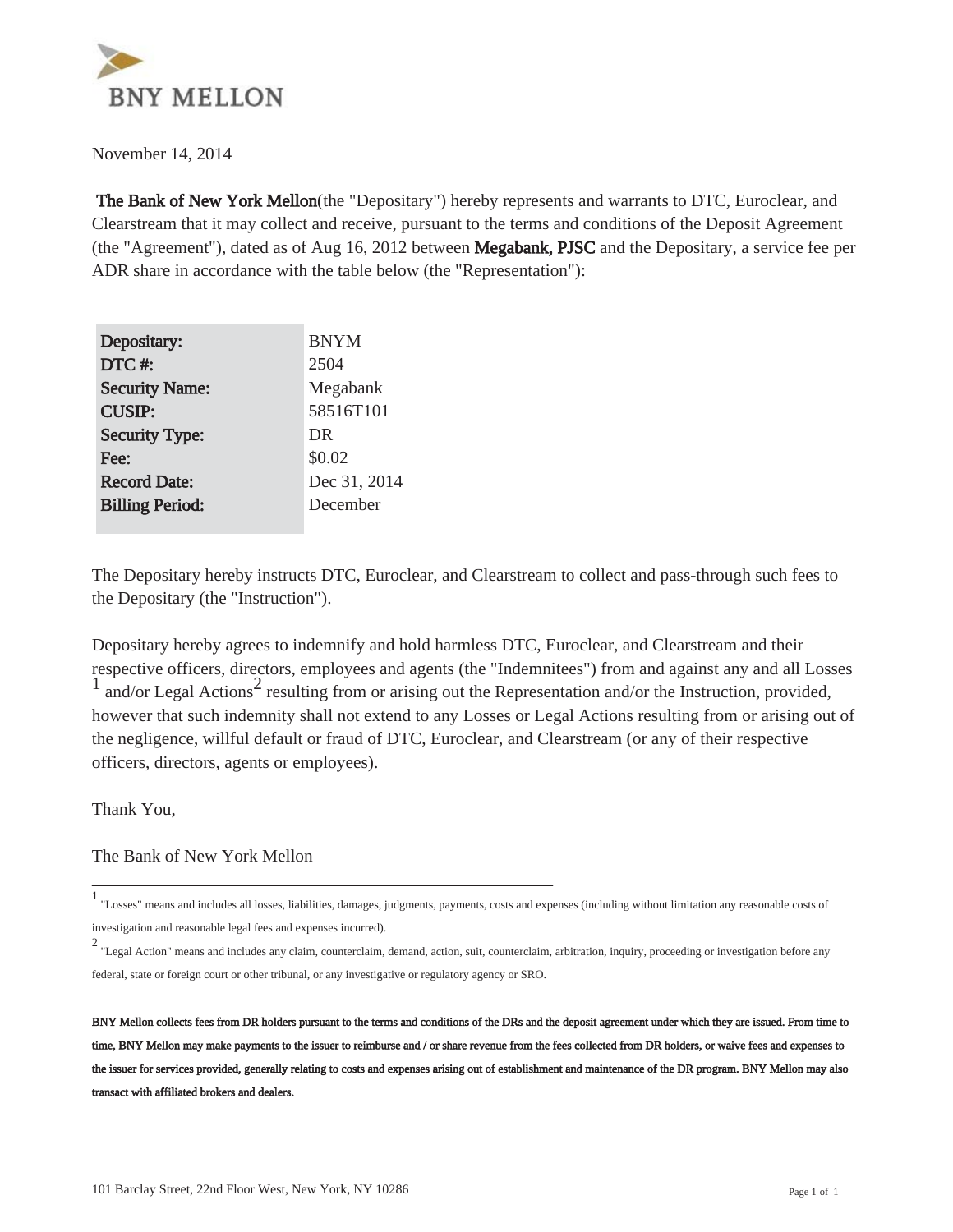BNY MELLON

November 14, 2014

**The Bank of New York Mellon**(the "Depositary") hereby represents and warrants to DTC, Euroclear, and Clearstream that it may collect and receive, pursuant to the terms and conditions of the Deposit Agreement (the "Agreement"), dated as of Aug 16, 2012 between **Megabank, PJSC** and the Depositary, a service fee per ADR share in accordance with the table below (the "Representation"):

| | |
|---|---|
| **Depositary:** | BNYM |
| **DTC #:** | 2504 |
| **Security Name:** | Megabank |
| **CUSIP:** | 58516T101 |
| **Security Type:** | DR |
| **Fee:** | $0.02 |
| **Record Date:** | Dec 31, 2014 |
| **Billing Period:** | December |

The Depositary hereby instructs DTC, Euroclear, and Clearstream to collect and pass-through such fees to the Depositary (the "Instruction").

Depositary hereby agrees to indemnify and hold harmless DTC, Euroclear, and Clearstream and their respective officers, directors, employees and agents (the "Indemnitees") from and against any and all Losses [1] and/or Legal Actions[2] resulting from or arising out the Representation and/or the Instruction, provided, however that such indemnity shall not extend to any Losses or Legal Actions resulting from or arising out of the negligence, willful default or fraud of DTC, Euroclear, and Clearstream (or any of their respective officers, directors, agents or employees).

Thank You,

The Bank of New York Mellon

---

[1] "Losses" means and includes all losses, liabilities, damages, judgments, payments, costs and expenses (including without limitation any reasonable costs of investigation and reasonable legal fees and expenses incurred).

[2] "Legal Action" means and includes any claim, counterclaim, demand, action, suit, counterclaim, arbitration, inquiry, proceeding or investigation before any federal, state or foreign court or other tribunal, or any investigative or regulatory agency or SRO.

**BNY Mellon collects fees from DR holders pursuant to the terms and conditions of the DRs and the deposit agreement under which they are issued. From time to time, BNY Mellon may make payments to the issuer to reimburse and / or share revenue from the fees collected from DR holders, or waive fees and expenses to the issuer for services provided, generally relating to costs and expenses arising out of establishment and maintenance of the DR program. BNY Mellon may also transact with affiliated brokers and dealers.**

101 Barclay Street, 22nd Floor West, New York, NY 10286